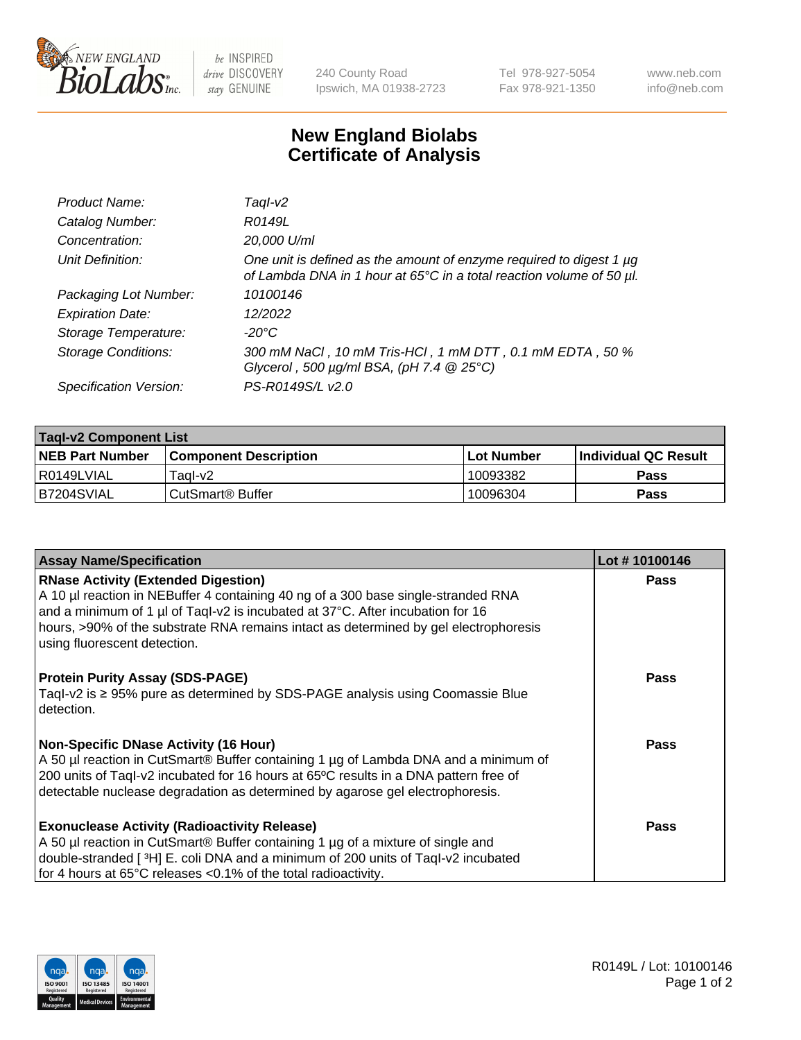# New England Biolabs
# Certificate of Analysis

| | |
|---|---|
| *Product Name:* | *TaqI-v2* |
| *Catalog Number:* | *R0149L* |
| *Concentration:* | *20,000 U/ml* |
| *Unit Definition:* | *One unit is defined as the amount of enzyme required to digest 1 µg of Lambda DNA in 1 hour at 65°C in a total reaction volume of 50 µl.* |
| *Packaging Lot Number:* | *10100146* |
| *Expiration Date:* | *12/2022* |
| *Storage Temperature:* | *-20°C* |
| *Storage Conditions:* | *300 mM NaCl , 10 mM Tris-HCl , 1 mM DTT , 0.1 mM EDTA , 50 % Glycerol , 500 µg/ml BSA, (pH 7.4 @ 25°C)* |
| *Specification Version:* | *PS-R0149S/L v2.0* |

| TaqI-v2 Component List | | | |
|---|---|---|---|
| **NEB Part Number** | **Component Description** | **Lot Number** | **Individual QC Result** |
| R0149LVIAL | TaqI-v2 | 10093382 | **Pass** |
| B7204SVIAL | CutSmart® Buffer | 10096304 | **Pass** |

| Assay Name/Specification | Lot # 10100146 |
|---|---|
| **RNase Activity (Extended Digestion)**<br>A 10 µl reaction in NEBuffer 4 containing 40 ng of a 300 base single-stranded RNA and a minimum of 1 µl of TaqI-v2 is incubated at 37°C. After incubation for 16 hours, >90% of the substrate RNA remains intact as determined by gel electrophoresis using fluorescent detection. | **Pass** |
| **Protein Purity Assay (SDS-PAGE)**<br>TaqI-v2 is ≥ 95% pure as determined by SDS-PAGE analysis using Coomassie Blue detection. | **Pass** |
| **Non-Specific DNase Activity (16 Hour)**<br>A 50 µl reaction in CutSmart® Buffer containing 1 µg of Lambda DNA and a minimum of 200 units of TaqI-v2 incubated for 16 hours at 65ºC results in a DNA pattern free of detectable nuclease degradation as determined by agarose gel electrophoresis. | **Pass** |
| **Exonuclease Activity (Radioactivity Release)**<br>A 50 µl reaction in CutSmart® Buffer containing 1 µg of a mixture of single and double-stranded [ $^3$H] E. coli DNA and a minimum of 200 units of TaqI-v2 incubated for 4 hours at 65°C releases <0.1% of the total radioactivity. | **Pass** |

R0149L / Lot: 10100146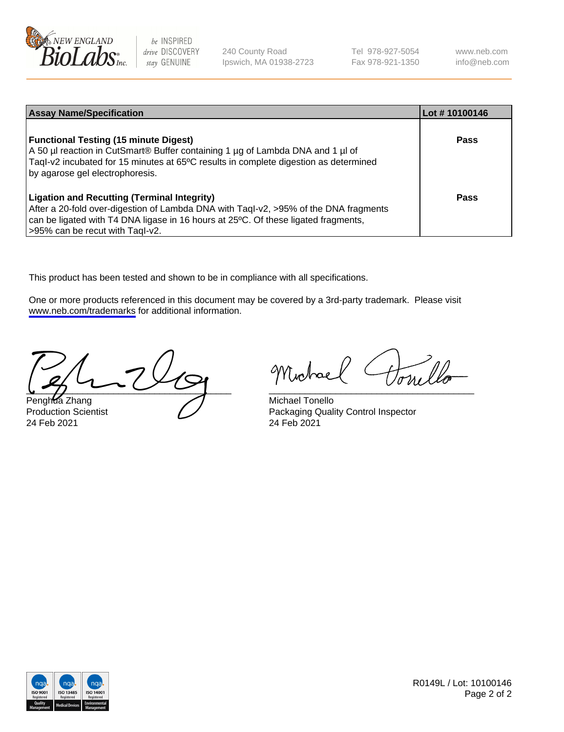NEW ENGLAND BioLabs Inc. — be INSPIRED drive DISCOVERY stay GENUINE

240 County Road
Ipswich, MA 01938-2723

Tel 978-927-5054
Fax 978-921-1350

www.neb.com
info@neb.com

| Assay Name/Specification | Lot # 10100146 |
| --- | --- |
| **Functional Testing (15 minute Digest)**<br>A 50 µl reaction in CutSmart® Buffer containing 1 µg of Lambda DNA and 1 µl of TaqI-v2 incubated for 15 minutes at 65ºC results in complete digestion as determined by agarose gel electrophoresis. | **Pass** |
| **Ligation and Recutting (Terminal Integrity)**<br>After a 20-fold over-digestion of Lambda DNA with TaqI-v2, >95% of the DNA fragments can be ligated with T4 DNA ligase in 16 hours at 25ºC. Of these ligated fragments, >95% can be recut with TaqI-v2. | **Pass** |

This product has been tested and shown to be in compliance with all specifications.

One or more products referenced in this document may be covered by a 3rd-party trademark. Please visit www.neb.com/trademarks for additional information.

Penghua Zhang
Production Scientist
24 Feb 2021

Michael Tonello
Packaging Quality Control Inspector
24 Feb 2021

ISO 9001 Registered Quality Management | ISO 13485 Registered Medical Devices | ISO 14001 Registered Environmental Management

R0149L / Lot: 10100146